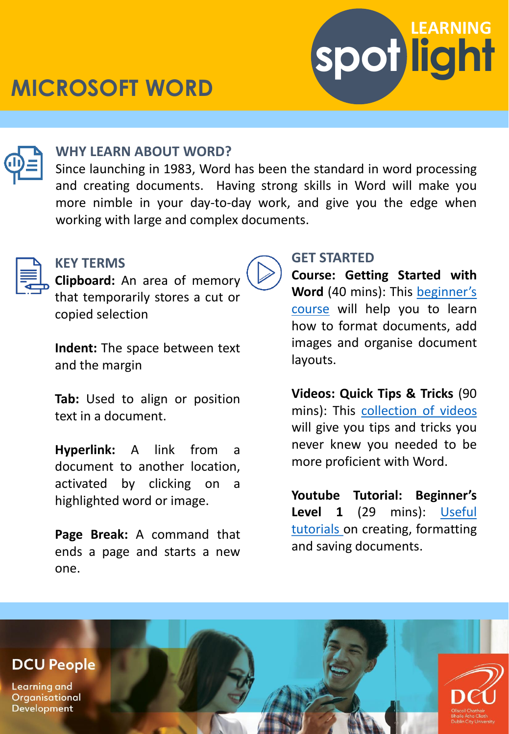# MICROSOFT WORD

LEARNING spotlight

## WHY LEARN ABOUT WORD?

Since launching in 1983, Word has been the standard in word processing and creating documents. Having strong skills in Word will make you more nimble in your day-to-day work, and give you the edge when working with large and complex documents.

## KEY TERMS

**Clipboard:** An area of memory that temporarily stores a cut or copied selection

**Indent:** The space between text and the margin

**Tab:** Used to align or position text in a document.

**Hyperlink:** A link from a document to another location, activated by clicking on a highlighted word or image.

**Page Break:** A command that ends a page and starts a new one.

## GET STARTED

**Course: Getting Started with Word** (40 mins): This beginner's course will help you to learn how to format documents, add images and organise document layouts.

**Videos: Quick Tips & Tricks** (90 mins): This collection of videos will give you tips and tricks you never knew you needed to be more proficient with Word.

**Youtube Tutorial: Beginner's Level 1** (29 mins): Useful tutorials on creating, formatting and saving documents.

DCU People

Learning and Organisational Development

DCU

Ollscoil Chathair Bhaile Átha Cliath
Dublin City University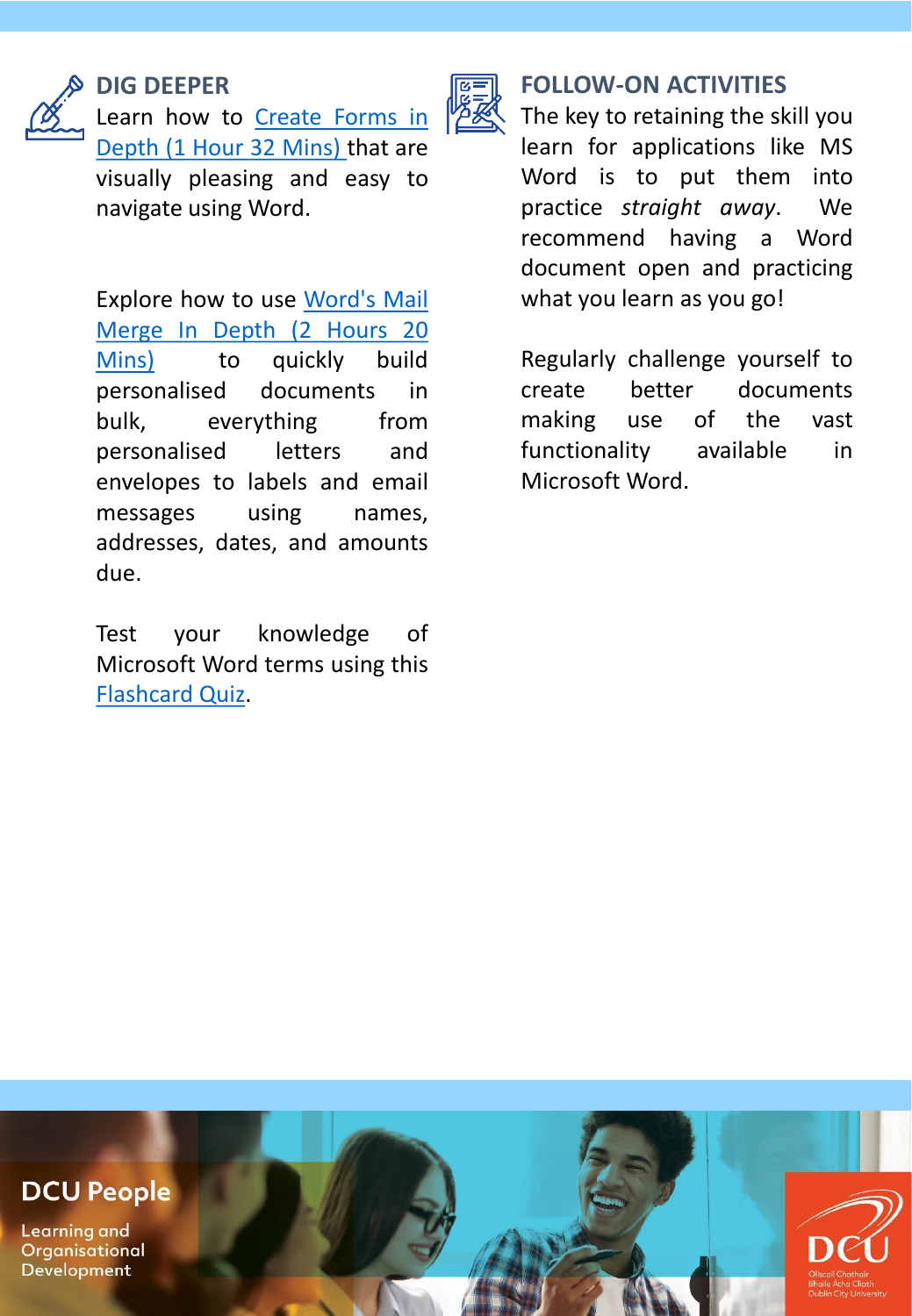## DIG DEEPER

Learn how to Create Forms in Depth (1 Hour 32 Mins) that are visually pleasing and easy to navigate using Word.

Explore how to use Word's Mail Merge In Depth (2 Hours 20 Mins) to quickly build personalised documents in bulk, everything from personalised letters and envelopes to labels and email messages using names, addresses, dates, and amounts due.

Test your knowledge of Microsoft Word terms using this Flashcard Quiz.

## FOLLOW-ON ACTIVITIES

The key to retaining the skill you learn for applications like MS Word is to put them into practice *straight away*. We recommend having a Word document open and practicing what you learn as you go!

Regularly challenge yourself to create better documents making use of the vast functionality available in Microsoft Word.

DCU People

Learning and Organisational Development

DCU

Ollscoil Chathair Bhaile Átha Cliath
Dublin City University